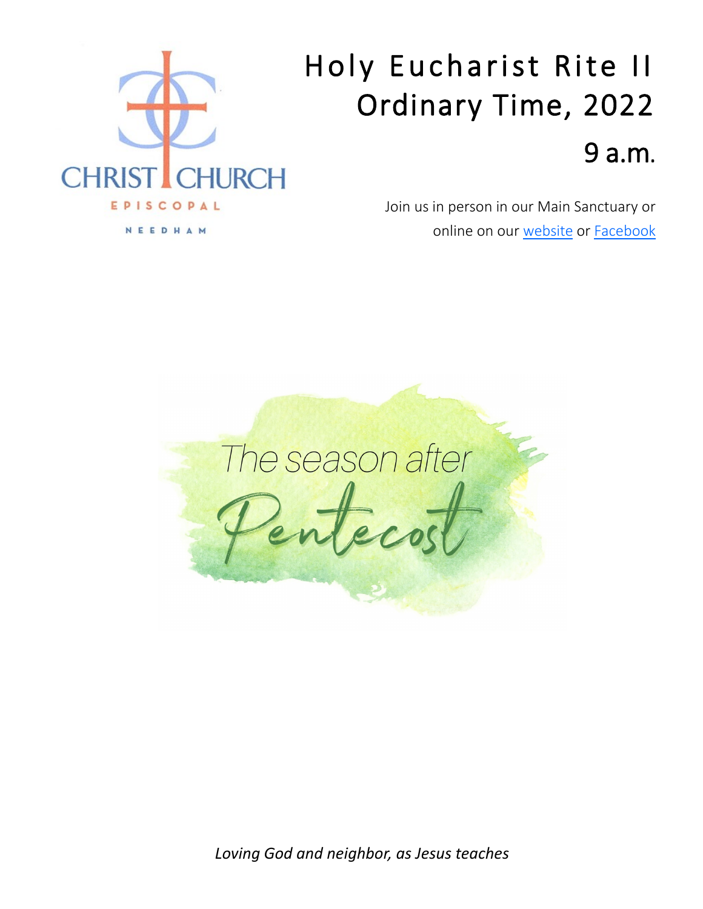CHRIST CHURCH

EPISCOPAL

NEEDHAM

# Holy Eucharist Rite II
# Ordinary Time, 2022
## 9 a.m.

Join us in person in our Main Sanctuary or online on our website or Facebook

The season after Pentecost

*Loving God and neighbor, as Jesus teaches*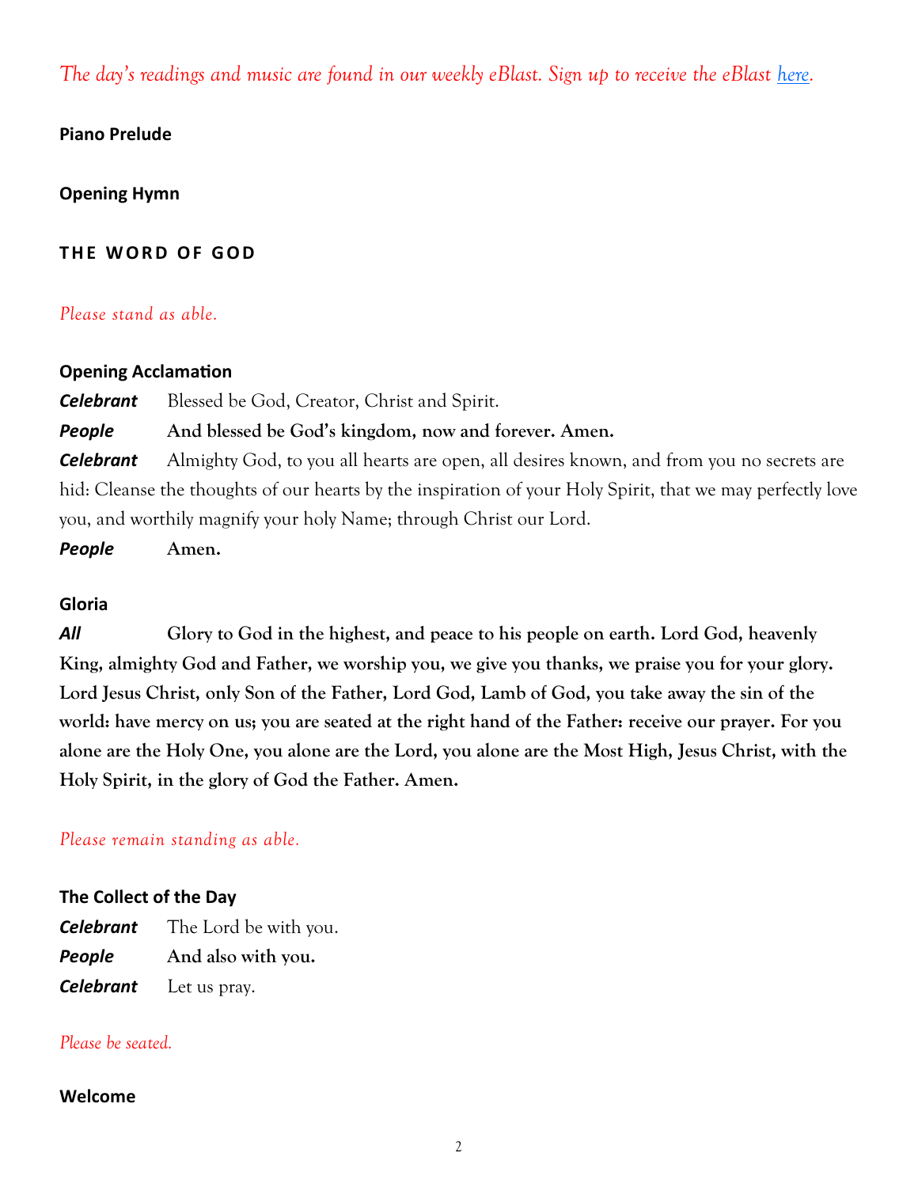*The day's readings and music are found in our weekly eBlast. Sign up to receive the eBlast [here](#).*

**Piano Prelude**

**Opening Hymn**

## THE WORD OF GOD

*Please stand as able.*

**Opening Acclamation**

***Celebrant*** Blessed be God, Creator, Christ and Spirit.

***People*** **And blessed be God's kingdom, now and forever. Amen.**

***Celebrant*** Almighty God, to you all hearts are open, all desires known, and from you no secrets are hid: Cleanse the thoughts of our hearts by the inspiration of your Holy Spirit, that we may perfectly love you, and worthily magnify your holy Name; through Christ our Lord.

***People*** **Amen.**

**Gloria**

***All*** **Glory to God in the highest, and peace to his people on earth. Lord God, heavenly King, almighty God and Father, we worship you, we give you thanks, we praise you for your glory. Lord Jesus Christ, only Son of the Father, Lord God, Lamb of God, you take away the sin of the world: have mercy on us; you are seated at the right hand of the Father: receive our prayer. For you alone are the Holy One, you alone are the Lord, you alone are the Most High, Jesus Christ, with the Holy Spirit, in the glory of God the Father. Amen.**

*Please remain standing as able.*

**The Collect of the Day**

***Celebrant*** The Lord be with you.

***People*** **And also with you.**

***Celebrant*** Let us pray.

*Please be seated.*

**Welcome**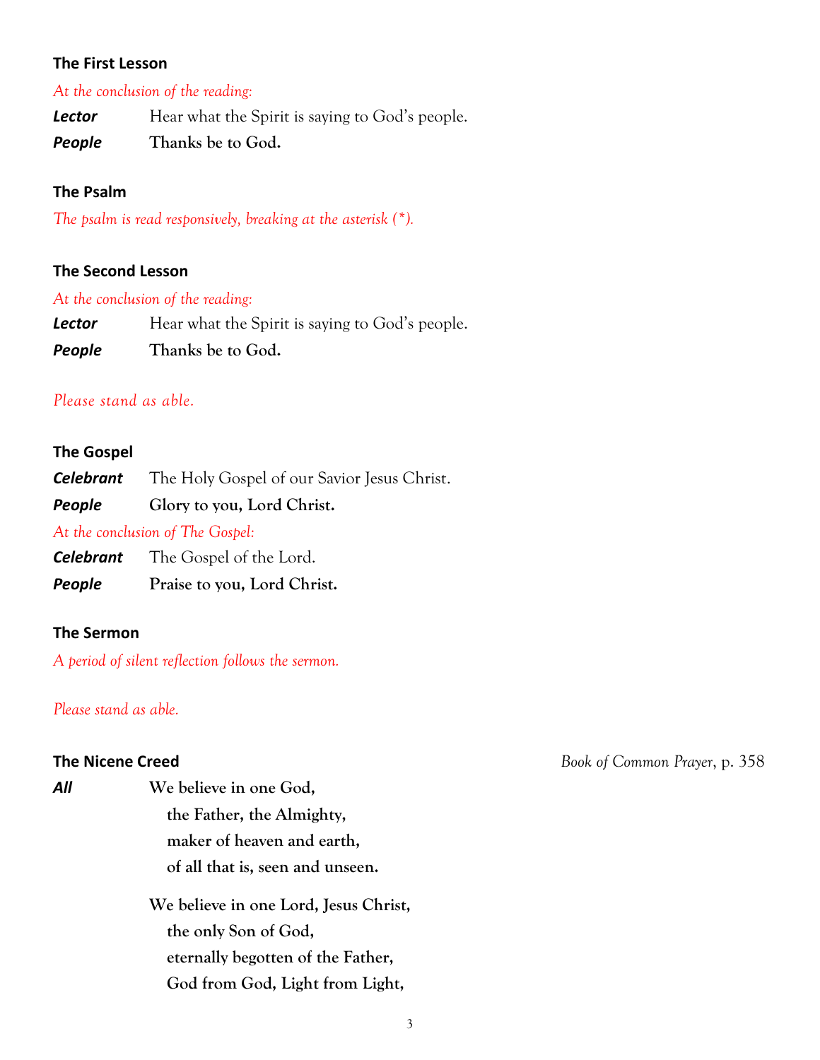### The First Lesson

*At the conclusion of the reading:*

***Lector*** Hear what the Spirit is saying to God's people.

***People*** **Thanks be to God.**

### The Psalm

*The psalm is read responsively, breaking at the asterisk (*).*

### The Second Lesson

*At the conclusion of the reading:*

***Lector*** Hear what the Spirit is saying to God's people.

***People*** **Thanks be to God.**

*Please stand as able.*

### The Gospel

***Celebrant*** The Holy Gospel of our Savior Jesus Christ.

***People*** **Glory to you, Lord Christ.**

*At the conclusion of The Gospel:*

***Celebrant*** The Gospel of the Lord.

***People*** **Praise to you, Lord Christ.**

### The Sermon

*A period of silent reflection follows the sermon.*

*Please stand as able.*

### The Nicene Creed

*Book of Common Prayer*, p. 358

***All*** **We believe in one God,**
**the Father, the Almighty,**
**maker of heaven and earth,**
**of all that is, seen and unseen.**

**We believe in one Lord, Jesus Christ,**
**the only Son of God,**
**eternally begotten of the Father,**
**God from God, Light from Light,**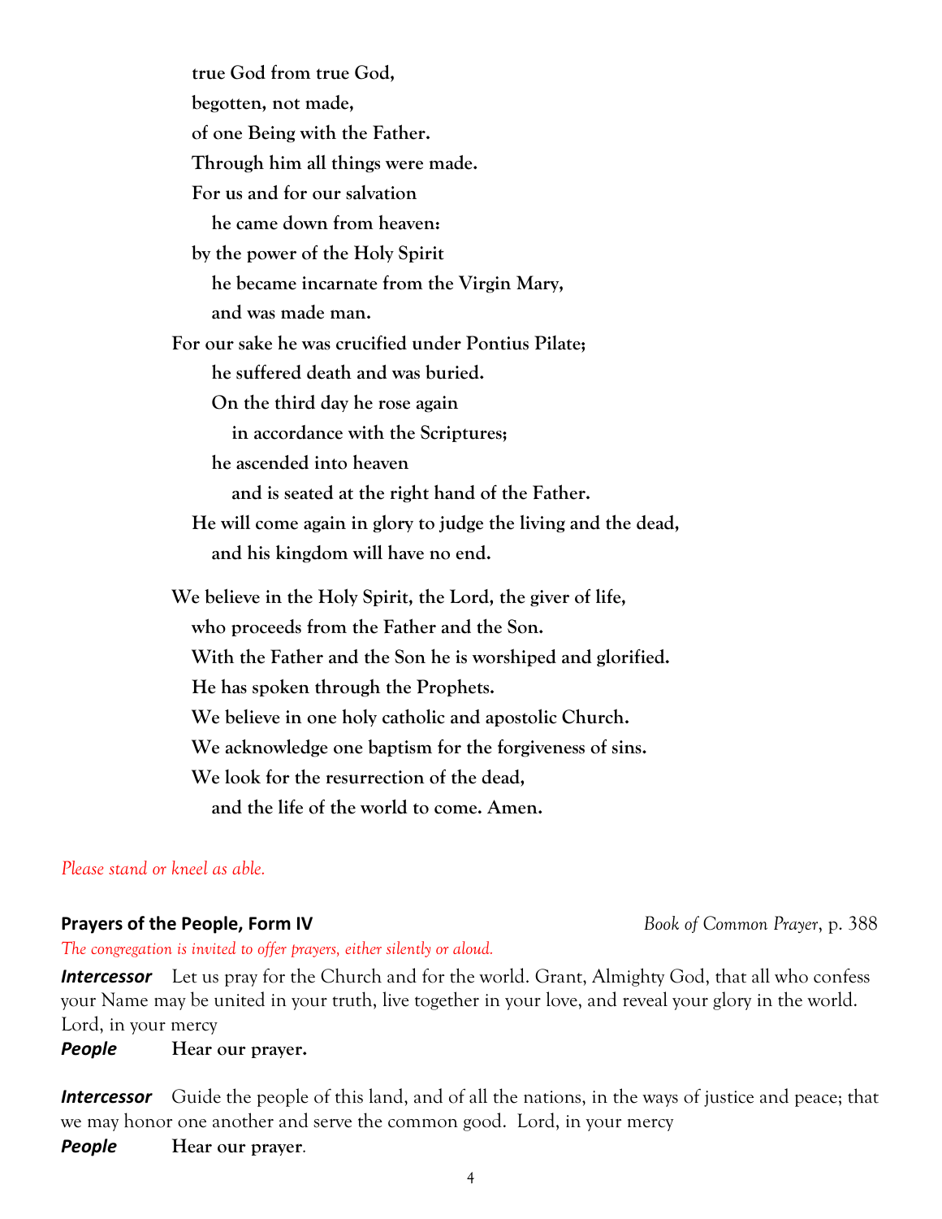**true God from true God,**
**begotten, not made,**
**of one Being with the Father.**
**Through him all things were made.**
**For us and for our salvation**
**he came down from heaven:**
**by the power of the Holy Spirit**
**he became incarnate from the Virgin Mary,**
**and was made man.**
**For our sake he was crucified under Pontius Pilate;**
**he suffered death and was buried.**
**On the third day he rose again**
**in accordance with the Scriptures;**
**he ascended into heaven**
**and is seated at the right hand of the Father.**
**He will come again in glory to judge the living and the dead,**
**and his kingdom will have no end.**

**We believe in the Holy Spirit, the Lord, the giver of life,**
**who proceeds from the Father and the Son.**
**With the Father and the Son he is worshiped and glorified.**
**He has spoken through the Prophets.**
**We believe in one holy catholic and apostolic Church.**
**We acknowledge one baptism for the forgiveness of sins.**
**We look for the resurrection of the dead,**
**and the life of the world to come. Amen.**

*Please stand or kneel as able.*

**Prayers of the People, Form IV** — *Book of Common Prayer*, p. 388

*The congregation is invited to offer prayers, either silently or aloud.*

***Intercessor*** Let us pray for the Church and for the world. Grant, Almighty God, that all who confess your Name may be united in your truth, live together in your love, and reveal your glory in the world. Lord, in your mercy
***People*** **Hear our prayer.**

***Intercessor*** Guide the people of this land, and of all the nations, in the ways of justice and peace; that we may honor one another and serve the common good. Lord, in your mercy
***People*** **Hear our prayer**.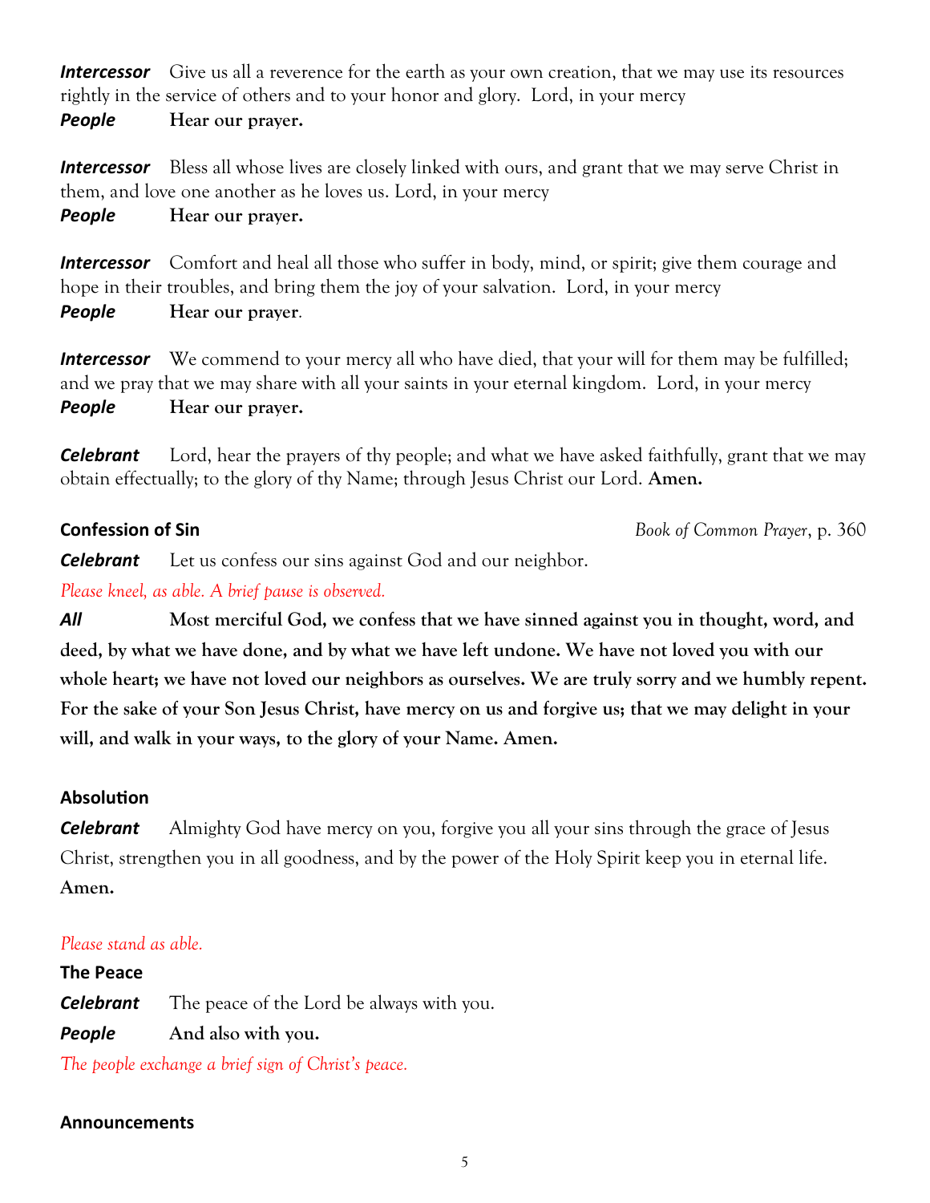***Intercessor*** Give us all a reverence for the earth as your own creation, that we may use its resources rightly in the service of others and to your honor and glory. Lord, in your mercy

***People*** **Hear our prayer.**

***Intercessor*** Bless all whose lives are closely linked with ours, and grant that we may serve Christ in them, and love one another as he loves us. Lord, in your mercy

***People*** **Hear our prayer.**

***Intercessor*** Comfort and heal all those who suffer in body, mind, or spirit; give them courage and hope in their troubles, and bring them the joy of your salvation. Lord, in your mercy

***People*** **Hear our prayer**.

***Intercessor*** We commend to your mercy all who have died, that your will for them may be fulfilled; and we pray that we may share with all your saints in your eternal kingdom. Lord, in your mercy

***People*** **Hear our prayer.**

***Celebrant*** Lord, hear the prayers of thy people; and what we have asked faithfully, grant that we may obtain effectually; to the glory of thy Name; through Jesus Christ our Lord. **Amen.**

**Confession of Sin** *Book of Common Prayer*, p. 360

***Celebrant*** Let us confess our sins against God and our neighbor.

*Please kneel, as able. A brief pause is observed.*

***All*** **Most merciful God, we confess that we have sinned against you in thought, word, and deed, by what we have done, and by what we have left undone. We have not loved you with our whole heart; we have not loved our neighbors as ourselves. We are truly sorry and we humbly repent. For the sake of your Son Jesus Christ, have mercy on us and forgive us; that we may delight in your will, and walk in your ways, to the glory of your Name. Amen.**

**Absolution**

***Celebrant*** Almighty God have mercy on you, forgive you all your sins through the grace of Jesus Christ, strengthen you in all goodness, and by the power of the Holy Spirit keep you in eternal life. **Amen.**

*Please stand as able.*

**The Peace**

***Celebrant*** The peace of the Lord be always with you.

***People*** **And also with you.**

*The people exchange a brief sign of Christ's peace.*

**Announcements**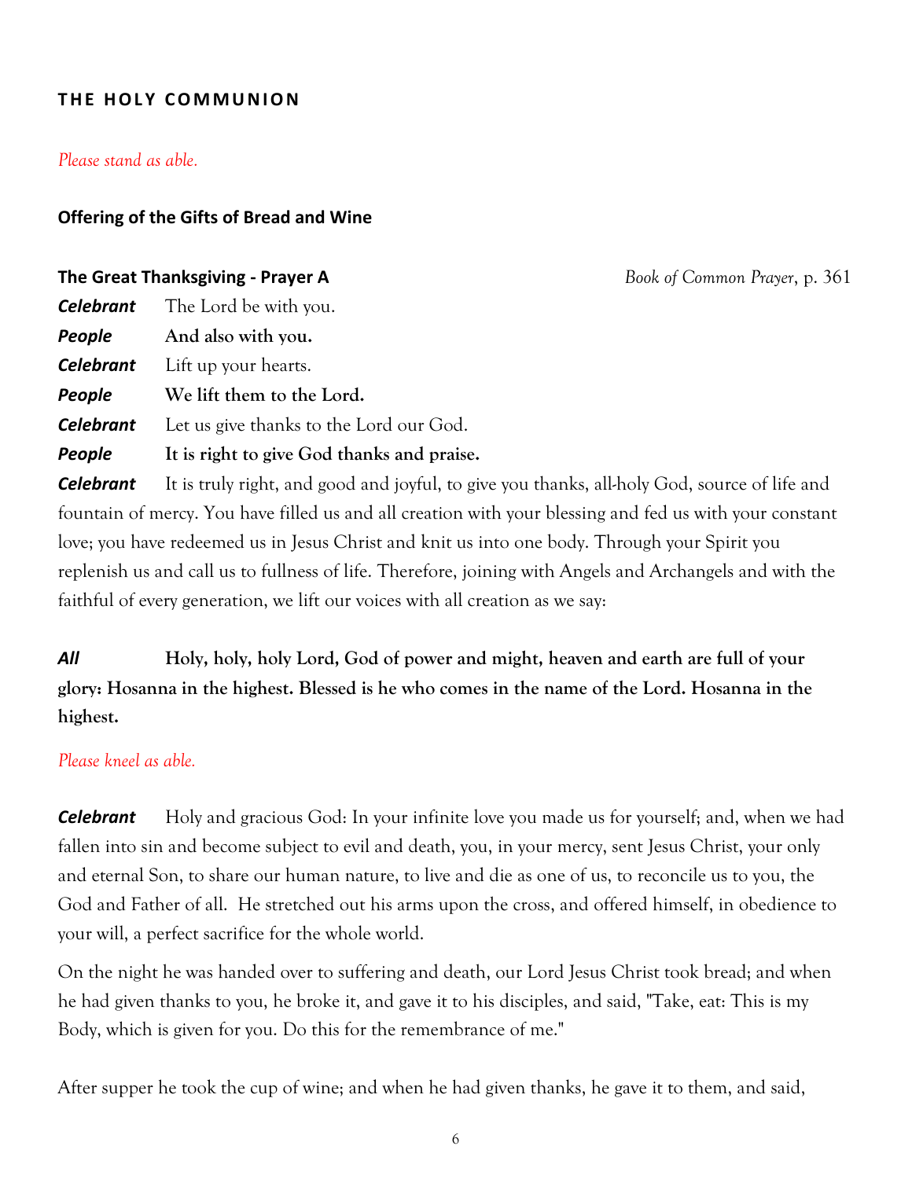## THE HOLY COMMUNION

*Please stand as able.*

### Offering of the Gifts of Bread and Wine

### The Great Thanksgiving - Prayer A

*Book of Common Prayer*, p. 361

***Celebrant*** The Lord be with you.
***People*** **And also with you.**
***Celebrant*** Lift up your hearts.
***People*** **We lift them to the Lord.**
***Celebrant*** Let us give thanks to the Lord our God.
***People*** **It is right to give God thanks and praise.**
***Celebrant*** It is truly right, and good and joyful, to give you thanks, all-holy God, source of life and fountain of mercy. You have filled us and all creation with your blessing and fed us with your constant love; you have redeemed us in Jesus Christ and knit us into one body. Through your Spirit you replenish us and call us to fullness of life. Therefore, joining with Angels and Archangels and with the faithful of every generation, we lift our voices with all creation as we say:

***All*** **Holy, holy, holy Lord, God of power and might, heaven and earth are full of your glory: Hosanna in the highest. Blessed is he who comes in the name of the Lord. Hosanna in the highest.**

*Please kneel as able.*

***Celebrant*** Holy and gracious God: In your infinite love you made us for yourself; and, when we had fallen into sin and become subject to evil and death, you, in your mercy, sent Jesus Christ, your only and eternal Son, to share our human nature, to live and die as one of us, to reconcile us to you, the God and Father of all. He stretched out his arms upon the cross, and offered himself, in obedience to your will, a perfect sacrifice for the whole world.

On the night he was handed over to suffering and death, our Lord Jesus Christ took bread; and when he had given thanks to you, he broke it, and gave it to his disciples, and said, "Take, eat: This is my Body, which is given for you. Do this for the remembrance of me."

After supper he took the cup of wine; and when he had given thanks, he gave it to them, and said,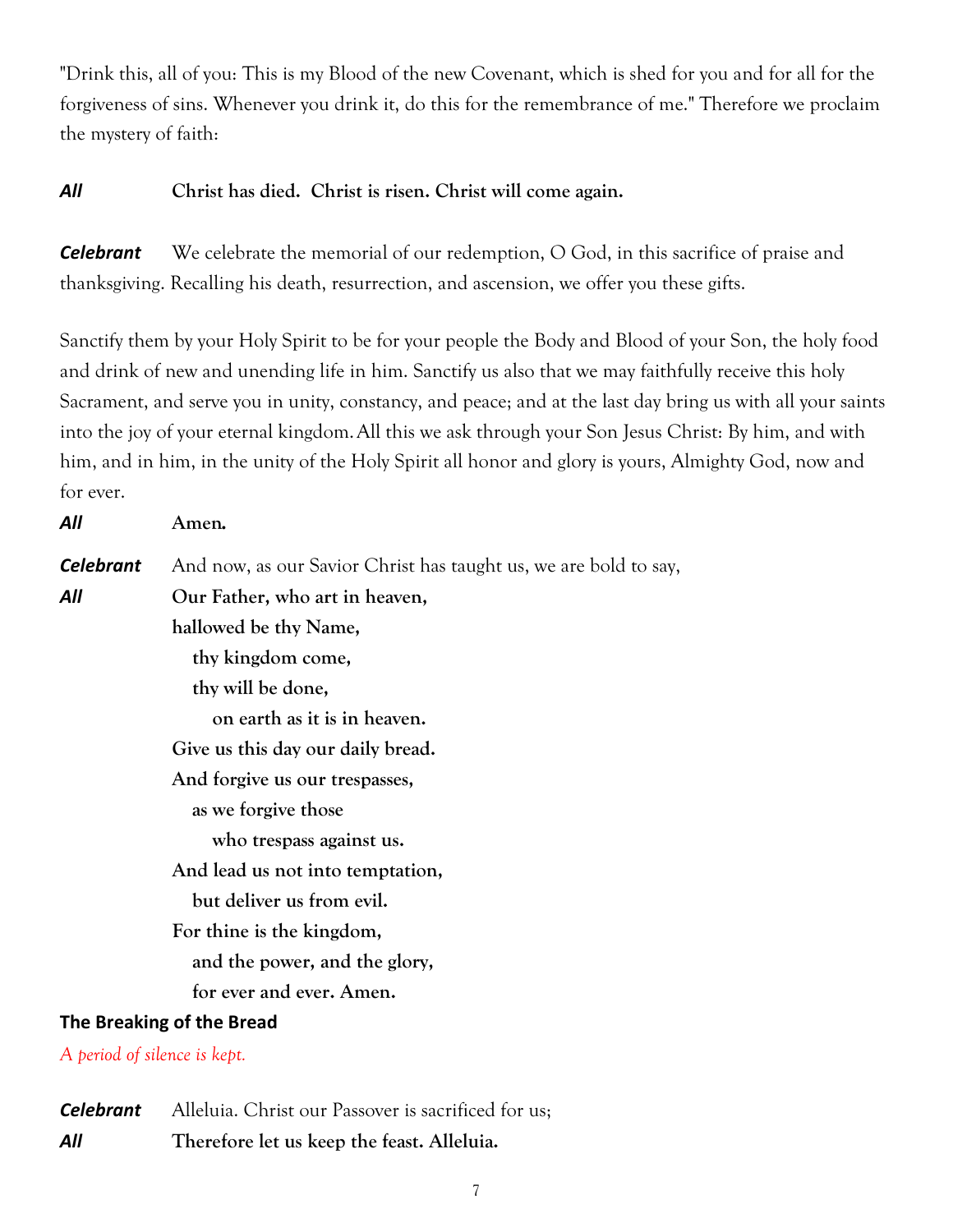"Drink this, all of you: This is my Blood of the new Covenant, which is shed for you and for all for the forgiveness of sins. Whenever you drink it, do this for the remembrance of me." Therefore we proclaim the mystery of faith:

***All*** **Christ has died. Christ is risen. Christ will come again.**

***Celebrant*** We celebrate the memorial of our redemption, O God, in this sacrifice of praise and thanksgiving. Recalling his death, resurrection, and ascension, we offer you these gifts.

Sanctify them by your Holy Spirit to be for your people the Body and Blood of your Son, the holy food and drink of new and unending life in him. Sanctify us also that we may faithfully receive this holy Sacrament, and serve you in unity, constancy, and peace; and at the last day bring us with all your saints into the joy of your eternal kingdom. All this we ask through your Son Jesus Christ: By him, and with him, and in him, in the unity of the Holy Spirit all honor and glory is yours, Almighty God, now and for ever.

***All*** **Amen.**

***Celebrant*** And now, as our Savior Christ has taught us, we are bold to say,

***All*** **Our Father, who art in heaven,**
**hallowed be thy Name,**
**thy kingdom come,**
**thy will be done,**
**on earth as it is in heaven.**
**Give us this day our daily bread.**
**And forgive us our trespasses,**
**as we forgive those**
**who trespass against us.**
**And lead us not into temptation,**
**but deliver us from evil.**
**For thine is the kingdom,**
**and the power, and the glory,**
**for ever and ever. Amen.**

### The Breaking of the Bread

*A period of silence is kept.*

***Celebrant*** Alleluia. Christ our Passover is sacrificed for us;

***All*** **Therefore let us keep the feast. Alleluia.**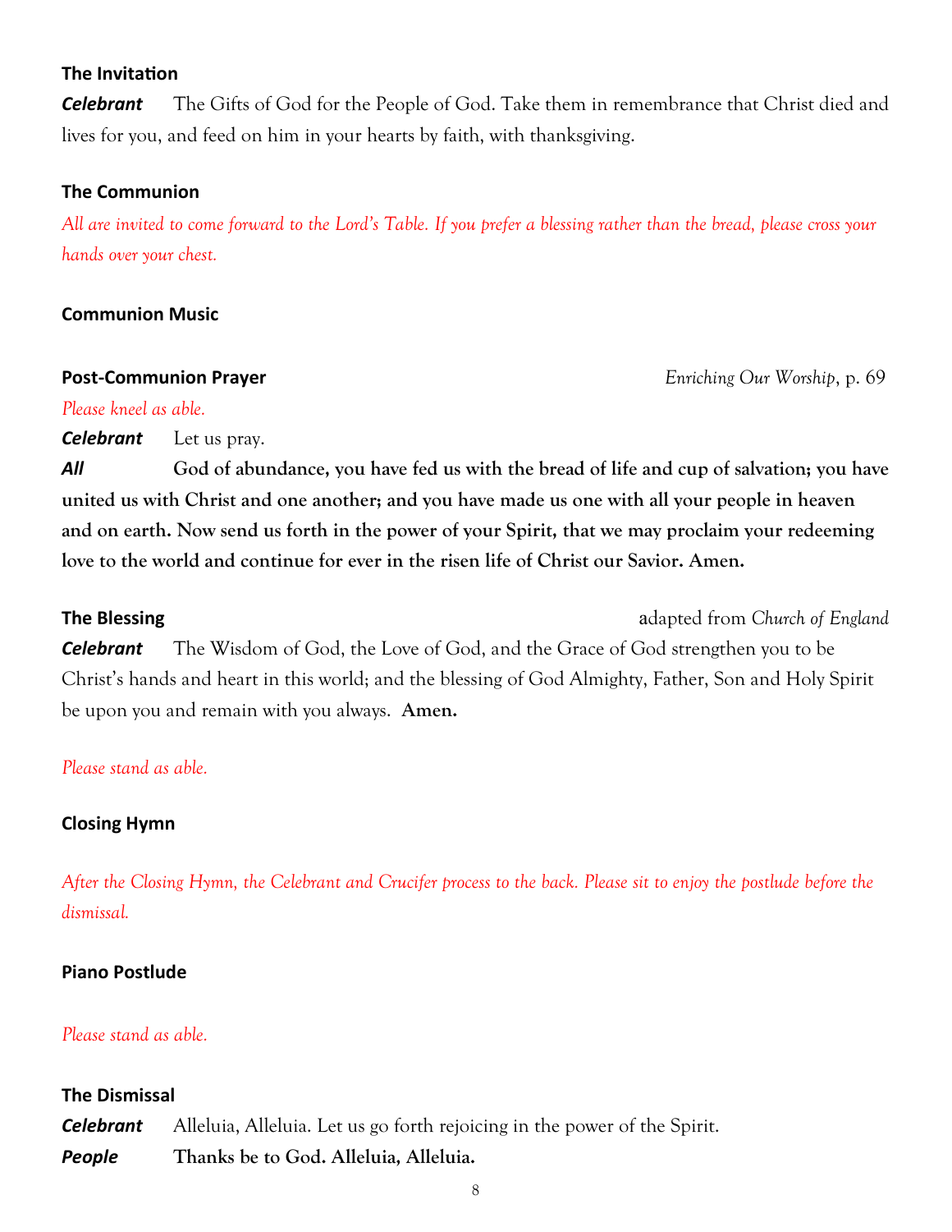### The Invitation

***Celebrant*** The Gifts of God for the People of God. Take them in remembrance that Christ died and lives for you, and feed on him in your hearts by faith, with thanksgiving.

### The Communion

*All are invited to come forward to the Lord's Table. If you prefer a blessing rather than the bread, please cross your hands over your chest.*

### Communion Music

### Post-Communion Prayer

*Enriching Our Worship*, p. 69

*Please kneel as able.*

***Celebrant*** Let us pray.

***All*** **God of abundance, you have fed us with the bread of life and cup of salvation; you have united us with Christ and one another; and you have made us one with all your people in heaven and on earth. Now send us forth in the power of your Spirit, that we may proclaim your redeeming love to the world and continue for ever in the risen life of Christ our Savior. Amen.**

### The Blessing

adapted from *Church of England*

***Celebrant*** The Wisdom of God, the Love of God, and the Grace of God strengthen you to be Christ's hands and heart in this world; and the blessing of God Almighty, Father, Son and Holy Spirit be upon you and remain with you always. **Amen.**

*Please stand as able.*

### Closing Hymn

*After the Closing Hymn, the Celebrant and Crucifer process to the back. Please sit to enjoy the postlude before the dismissal.*

### Piano Postlude

*Please stand as able.*

### The Dismissal

***Celebrant*** Alleluia, Alleluia. Let us go forth rejoicing in the power of the Spirit.

***People*** **Thanks be to God. Alleluia, Alleluia.**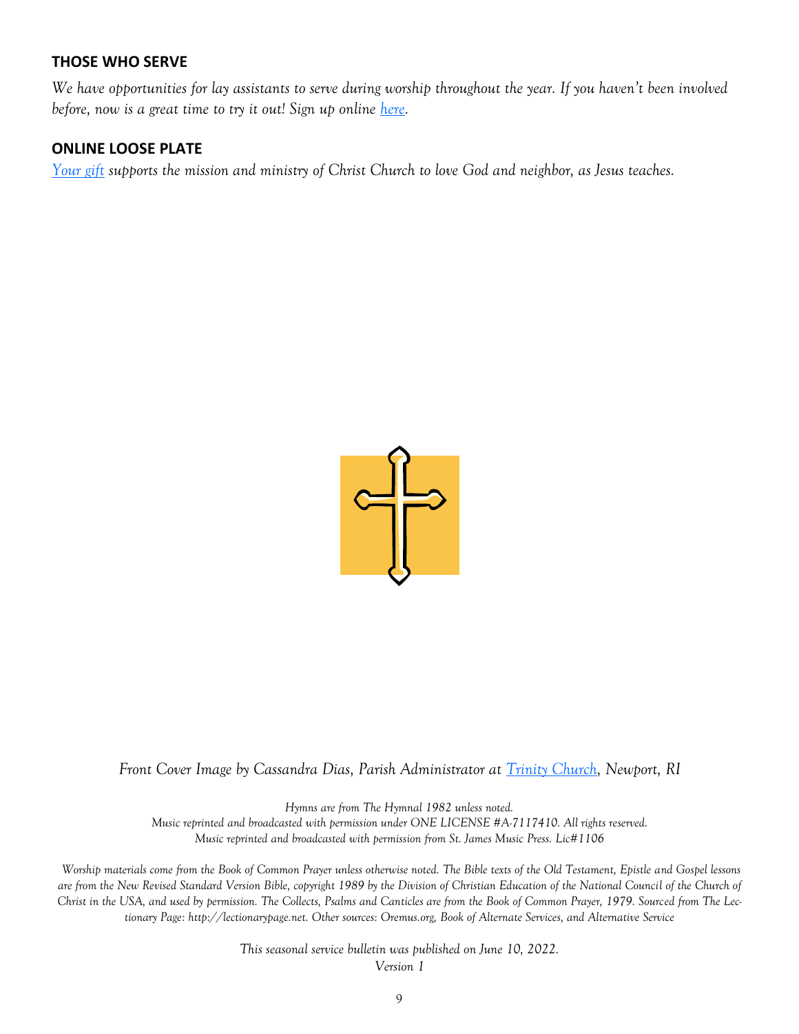## THOSE WHO SERVE

*We have opportunities for lay assistants to serve during worship throughout the year. If you haven't been involved before, now is a great time to try it out! Sign up online [here](#).*

## ONLINE LOOSE PLATE

*[Your gift](#) supports the mission and ministry of Christ Church to love God and neighbor, as Jesus teaches.*

*Front Cover Image by Cassandra Dias, Parish Administrator at [Trinity Church](#), Newport, RI*

*Hymns are from The Hymnal 1982 unless noted.*
*Music reprinted and broadcasted with permission under ONE LICENSE #A-7117410. All rights reserved.*
*Music reprinted and broadcasted with permission from St. James Music Press. Lic#1106*

*Worship materials come from the Book of Common Prayer unless otherwise noted. The Bible texts of the Old Testament, Epistle and Gospel lessons are from the New Revised Standard Version Bible, copyright 1989 by the Division of Christian Education of the National Council of the Church of Christ in the USA, and used by permission. The Collects, Psalms and Canticles are from the Book of Common Prayer, 1979. Sourced from The Lectionary Page: http://lectionarypage.net. Other sources: Oremus.org, Book of Alternate Services, and Alternative Service*

*This seasonal service bulletin was published on June 10, 2022.*
*Version 1*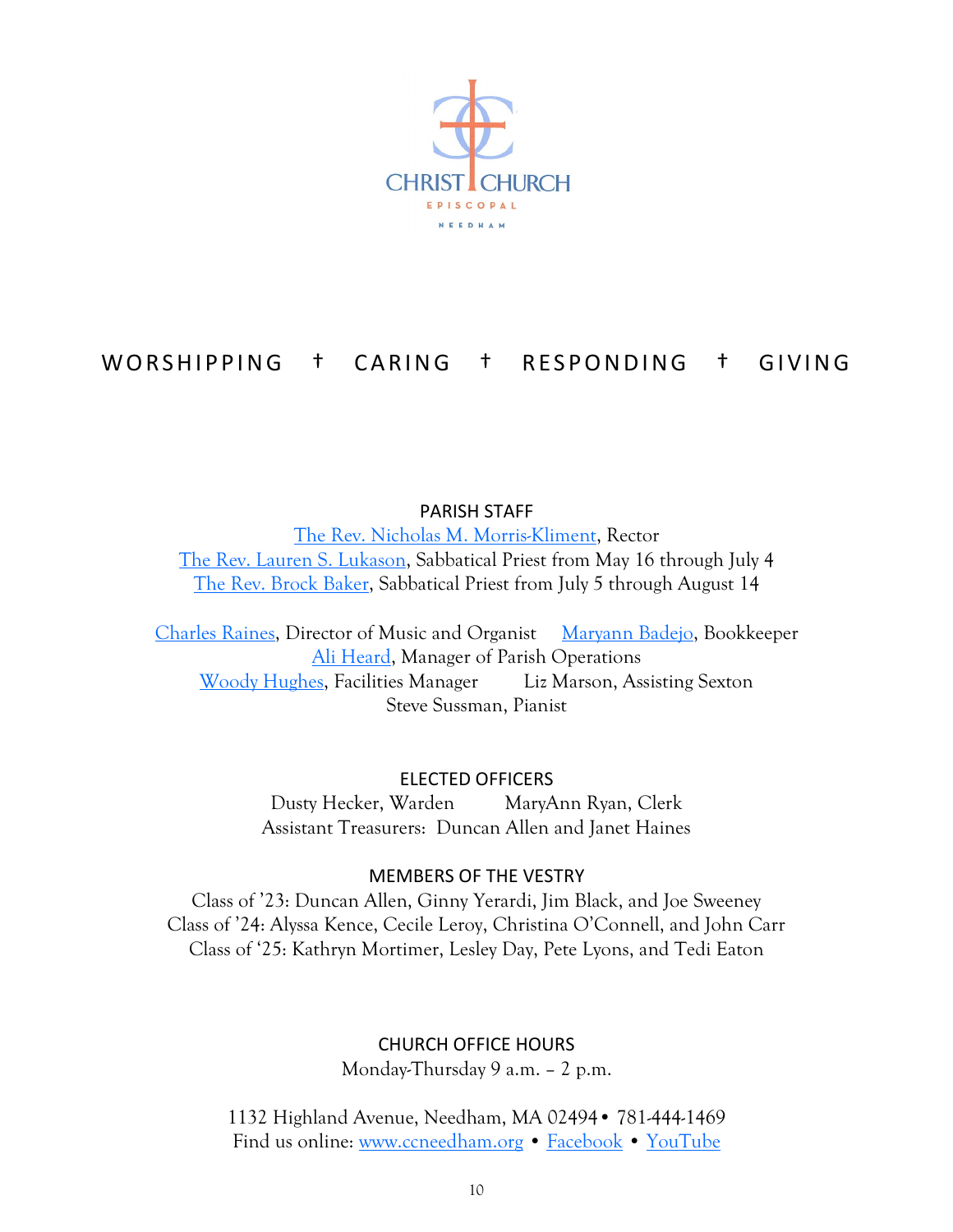CHRIST CHURCH

EPISCOPAL

NEEDHAM

WORSHIPPING † CARING † RESPONDING † GIVING

## PARISH STAFF

The Rev. Nicholas M. Morris-Kliment, Rector
The Rev. Lauren S. Lukason, Sabbatical Priest from May 16 through July 4
The Rev. Brock Baker, Sabbatical Priest from July 5 through August 14

Charles Raines, Director of Music and Organist  Maryann Badejo, Bookkeeper
Ali Heard, Manager of Parish Operations
Woody Hughes, Facilities Manager  Liz Marson, Assisting Sexton
Steve Sussman, Pianist

## ELECTED OFFICERS

Dusty Hecker, Warden  MaryAnn Ryan, Clerk
Assistant Treasurers: Duncan Allen and Janet Haines

## MEMBERS OF THE VESTRY

Class of '23: Duncan Allen, Ginny Yerardi, Jim Black, and Joe Sweeney
Class of '24: Alyssa Kence, Cecile Leroy, Christina O'Connell, and John Carr
Class of '25: Kathryn Mortimer, Lesley Day, Pete Lyons, and Tedi Eaton

## CHURCH OFFICE HOURS

Monday-Thursday 9 a.m. – 2 p.m.

1132 Highland Avenue, Needham, MA 02494 • 781-444-1469
Find us online: www.ccneedham.org • Facebook • YouTube